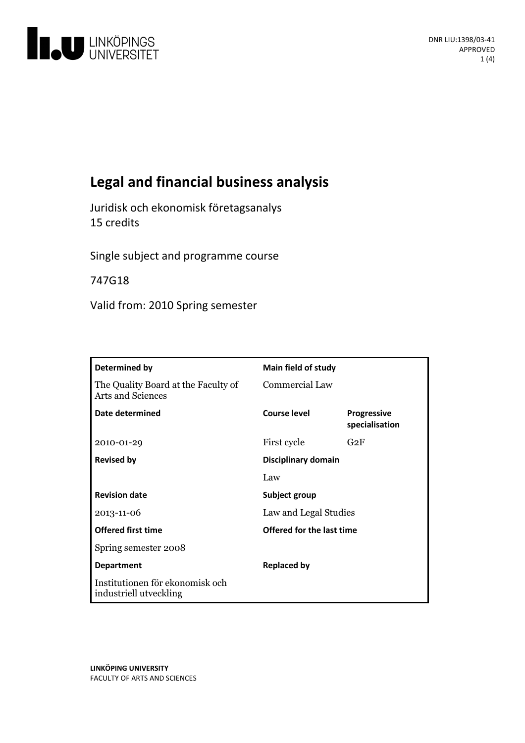# Legal and financial business analysis

Juridisk och ekonomisk företagsanalys
15 credits

Single subject and programme course

747G18

Valid from: 2010 Spring semester

| Determined by | Main field of study | |
|---|---|---|
| The Quality Board at the Faculty of Arts and Sciences | Commercial Law | |
| **Date determined** | **Course level** | **Progressive specialisation** |
| 2010-01-29 | First cycle | G2F |
| **Revised by** | **Disciplinary domain** | |
| | Law | |
| **Revision date** | **Subject group** | |
| 2013-11-06 | Law and Legal Studies | |
| **Offered first time** | **Offered for the last time** | |
| Spring semester 2008 | | |
| **Department** | **Replaced by** | |
| Institutionen för ekonomisk och industriell utveckling | | |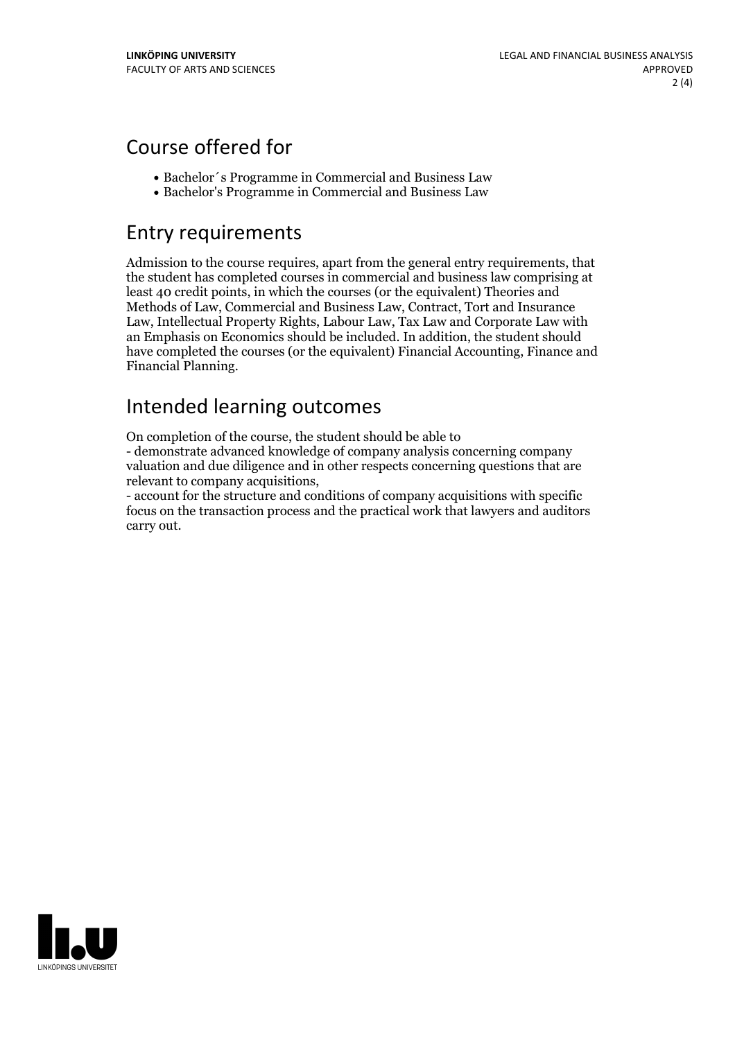## Course offered for

- Bachelor´s Programme in Commercial and Business Law
- Bachelor's Programme in Commercial and Business Law

## Entry requirements

Admission to the course requires, apart from the general entry requirements, that the student has completed courses in commercial and business law comprising at least 40 credit points, in which the courses (or the equivalent) Theories and Methods of Law, Commercial and Business Law, Contract, Tort and Insurance Law, Intellectual Property Rights, Labour Law, Tax Law and Corporate Law with an Emphasis on Economics should be included. In addition, the student should have completed the courses (or the equivalent) Financial Accounting, Finance and Financial Planning.

## Intended learning outcomes

On completion of the course, the student should be able to
- demonstrate advanced knowledge of company analysis concerning company valuation and due diligence and in other respects concerning questions that are relevant to company acquisitions,
- account for the structure and conditions of company acquisitions with specific focus on the transaction process and the practical work that lawyers and auditors carry out.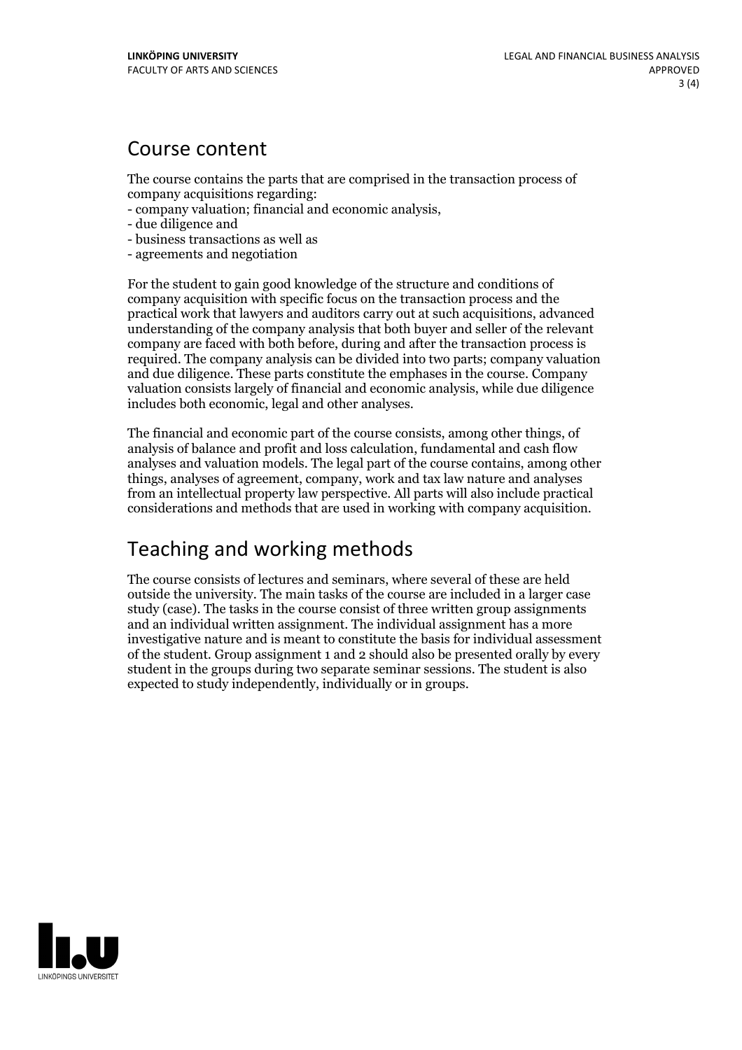# Course content

The course contains the parts that are comprised in the transaction process of company acquisitions regarding:
- company valuation; financial and economic analysis,
- due diligence and
- business transactions as well as
- agreements and negotiation

For the student to gain good knowledge of the structure and conditions of company acquisition with specific focus on the transaction process and the practical work that lawyers and auditors carry out at such acquisitions, advanced understanding of the company analysis that both buyer and seller of the relevant company are faced with both before, during and after the transaction process is required. The company analysis can be divided into two parts; company valuation and due diligence. These parts constitute the emphases in the course. Company valuation consists largely of financial and economic analysis, while due diligence includes both economic, legal and other analyses.

The financial and economic part of the course consists, among other things, of analysis of balance and profit and loss calculation, fundamental and cash flow analyses and valuation models. The legal part of the course contains, among other things, analyses of agreement, company, work and tax law nature and analyses from an intellectual property law perspective. All parts will also include practical considerations and methods that are used in working with company acquisition.

# Teaching and working methods

The course consists of lectures and seminars, where several of these are held outside the university. The main tasks of the course are included in a larger case study (case). The tasks in the course consist of three written group assignments and an individual written assignment. The individual assignment has a more investigative nature and is meant to constitute the basis for individual assessment of the student. Group assignment 1 and 2 should also be presented orally by every student in the groups during two separate seminar sessions. The student is also expected to study independently, individually or in groups.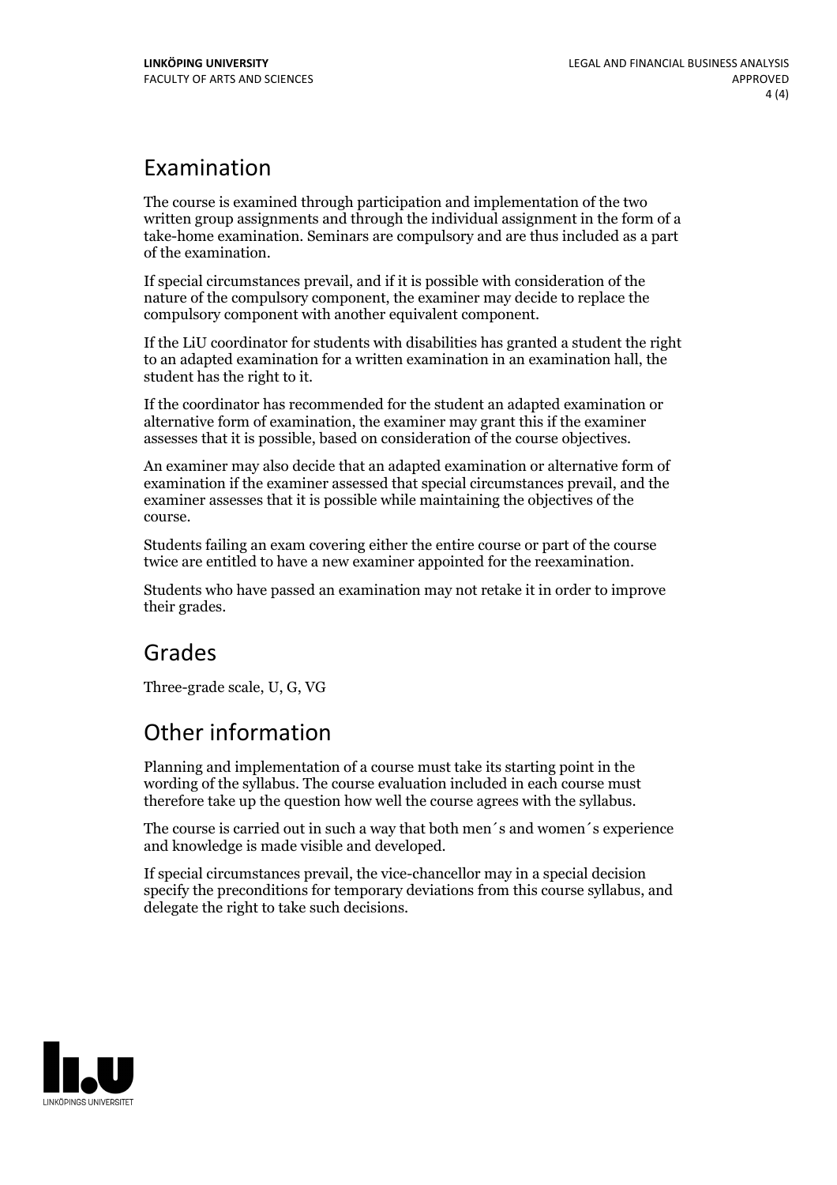## Examination

The course is examined through participation and implementation of the two written group assignments and through the individual assignment in the form of a take-home examination. Seminars are compulsory and are thus included as a part of the examination.

If special circumstances prevail, and if it is possible with consideration of the nature of the compulsory component, the examiner may decide to replace the compulsory component with another equivalent component.

If the LiU coordinator for students with disabilities has granted a student the right to an adapted examination for a written examination in an examination hall, the student has the right to it.

If the coordinator has recommended for the student an adapted examination or alternative form of examination, the examiner may grant this if the examiner assesses that it is possible, based on consideration of the course objectives.

An examiner may also decide that an adapted examination or alternative form of examination if the examiner assessed that special circumstances prevail, and the examiner assesses that it is possible while maintaining the objectives of the course.

Students failing an exam covering either the entire course or part of the course twice are entitled to have a new examiner appointed for the reexamination.

Students who have passed an examination may not retake it in order to improve their grades.

## Grades

Three-grade scale, U, G, VG

## Other information

Planning and implementation of a course must take its starting point in the wording of the syllabus. The course evaluation included in each course must therefore take up the question how well the course agrees with the syllabus.

The course is carried out in such a way that both men´s and women´s experience and knowledge is made visible and developed.

If special circumstances prevail, the vice-chancellor may in a special decision specify the preconditions for temporary deviations from this course syllabus, and delegate the right to take such decisions.